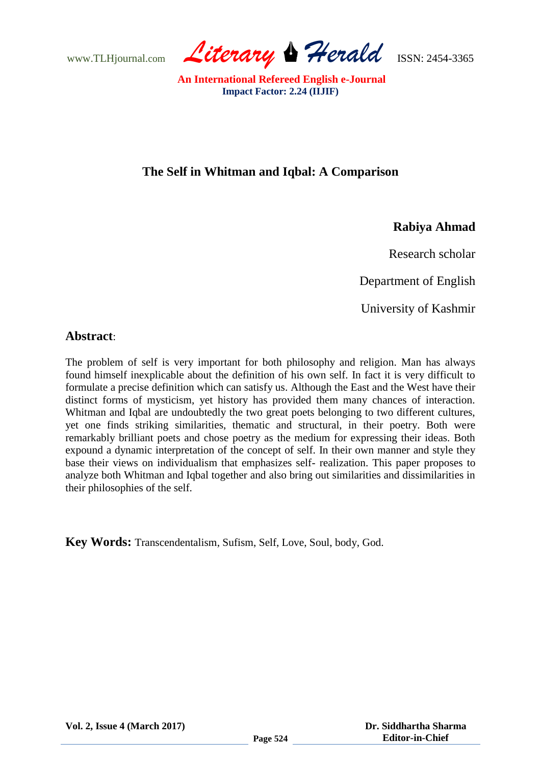# The Self in Whitman and Iqbal: A Comparison

**Rabiya Ahmad**

Research scholar

Department of English

University of Kashmir

## Abstract:

The problem of self is very important for both philosophy and religion. Man has always found himself inexplicable about the definition of his own self. In fact it is very difficult to formulate a precise definition which can satisfy us. Although the East and the West have their distinct forms of mysticism, yet history has provided them many chances of interaction. Whitman and Iqbal are undoubtedly the two great poets belonging to two different cultures, yet one finds striking similarities, thematic and structural, in their poetry. Both were remarkably brilliant poets and chose poetry as the medium for expressing their ideas. Both expound a dynamic interpretation of the concept of self. In their own manner and style they base their views on individualism that emphasizes self- realization. This paper proposes to analyze both Whitman and Iqbal together and also bring out similarities and dissimilarities in their philosophies of the self.

**Key Words:** Transcendentalism, Sufism, Self, Love, Soul, body, God.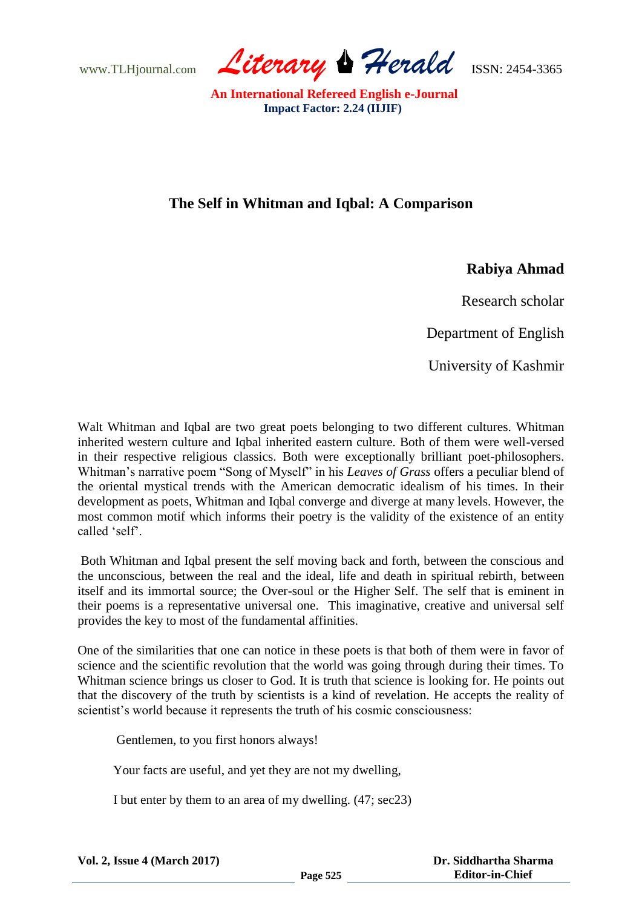# The Self in Whitman and Iqbal: A Comparison

**Rabiya Ahmad**

Research scholar

Department of English

University of Kashmir

Walt Whitman and Iqbal are two great poets belonging to two different cultures. Whitman inherited western culture and Iqbal inherited eastern culture. Both of them were well-versed in their respective religious classics. Both were exceptionally brilliant poet-philosophers. Whitman's narrative poem "Song of Myself" in his *Leaves of Grass* offers a peculiar blend of the oriental mystical trends with the American democratic idealism of his times. In their development as poets, Whitman and Iqbal converge and diverge at many levels. However, the most common motif which informs their poetry is the validity of the existence of an entity called 'self'.

Both Whitman and Iqbal present the self moving back and forth, between the conscious and the unconscious, between the real and the ideal, life and death in spiritual rebirth, between itself and its immortal source; the Over-soul or the Higher Self. The self that is eminent in their poems is a representative universal one. This imaginative, creative and universal self provides the key to most of the fundamental affinities.

One of the similarities that one can notice in these poets is that both of them were in favor of science and the scientific revolution that the world was going through during their times. To Whitman science brings us closer to God. It is truth that science is looking for. He points out that the discovery of the truth by scientists is a kind of revelation. He accepts the reality of scientist's world because it represents the truth of his cosmic consciousness:

> Gentlemen, to you first honors always!
>
> Your facts are useful, and yet they are not my dwelling,
>
> I but enter by them to an area of my dwelling. (47; sec23)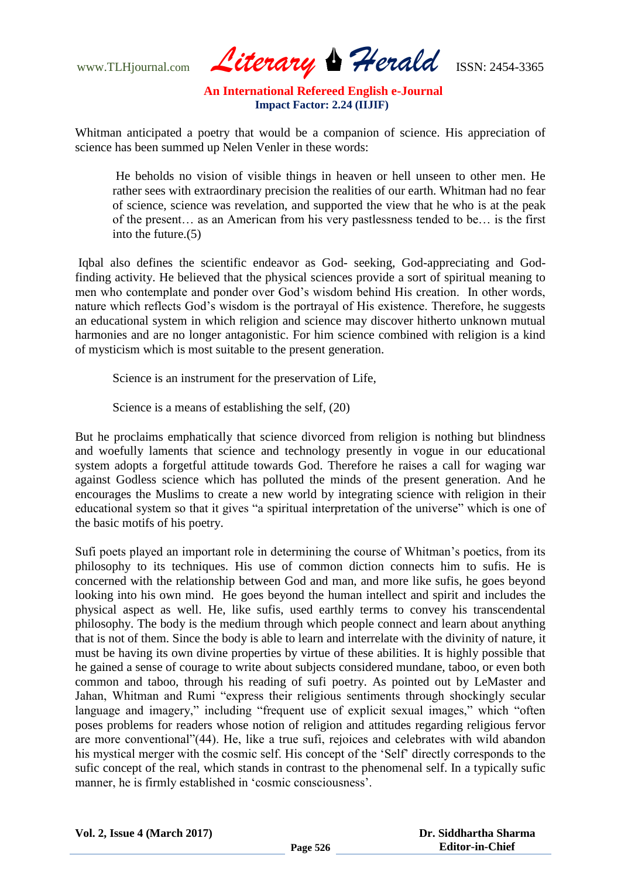Whitman anticipated a poetry that would be a companion of science. His appreciation of science has been summed up Nelen Venler in these words:

> He beholds no vision of visible things in heaven or hell unseen to other men. He rather sees with extraordinary precision the realities of our earth. Whitman had no fear of science, science was revelation, and supported the view that he who is at the peak of the present… as an American from his very pastlessness tended to be… is the first into the future.(5)

Iqbal also defines the scientific endeavor as God- seeking, God-appreciating and God-finding activity. He believed that the physical sciences provide a sort of spiritual meaning to men who contemplate and ponder over God's wisdom behind His creation. In other words, nature which reflects God's wisdom is the portrayal of His existence. Therefore, he suggests an educational system in which religion and science may discover hitherto unknown mutual harmonies and are no longer antagonistic. For him science combined with religion is a kind of mysticism which is most suitable to the present generation.

> Science is an instrument for the preservation of Life,
>
> Science is a means of establishing the self, (20)

But he proclaims emphatically that science divorced from religion is nothing but blindness and woefully laments that science and technology presently in vogue in our educational system adopts a forgetful attitude towards God. Therefore he raises a call for waging war against Godless science which has polluted the minds of the present generation. And he encourages the Muslims to create a new world by integrating science with religion in their educational system so that it gives "a spiritual interpretation of the universe" which is one of the basic motifs of his poetry.

Sufi poets played an important role in determining the course of Whitman's poetics, from its philosophy to its techniques. His use of common diction connects him to sufis. He is concerned with the relationship between God and man, and more like sufis, he goes beyond looking into his own mind. He goes beyond the human intellect and spirit and includes the physical aspect as well. He, like sufis, used earthly terms to convey his transcendental philosophy. The body is the medium through which people connect and learn about anything that is not of them. Since the body is able to learn and interrelate with the divinity of nature, it must be having its own divine properties by virtue of these abilities. It is highly possible that he gained a sense of courage to write about subjects considered mundane, taboo, or even both common and taboo, through his reading of sufi poetry. As pointed out by LeMaster and Jahan, Whitman and Rumi "express their religious sentiments through shockingly secular language and imagery," including "frequent use of explicit sexual images," which "often poses problems for readers whose notion of religion and attitudes regarding religious fervor are more conventional"(44). He, like a true sufi, rejoices and celebrates with wild abandon his mystical merger with the cosmic self. His concept of the 'Self' directly corresponds to the sufic concept of the real, which stands in contrast to the phenomenal self. In a typically sufic manner, he is firmly established in 'cosmic consciousness'.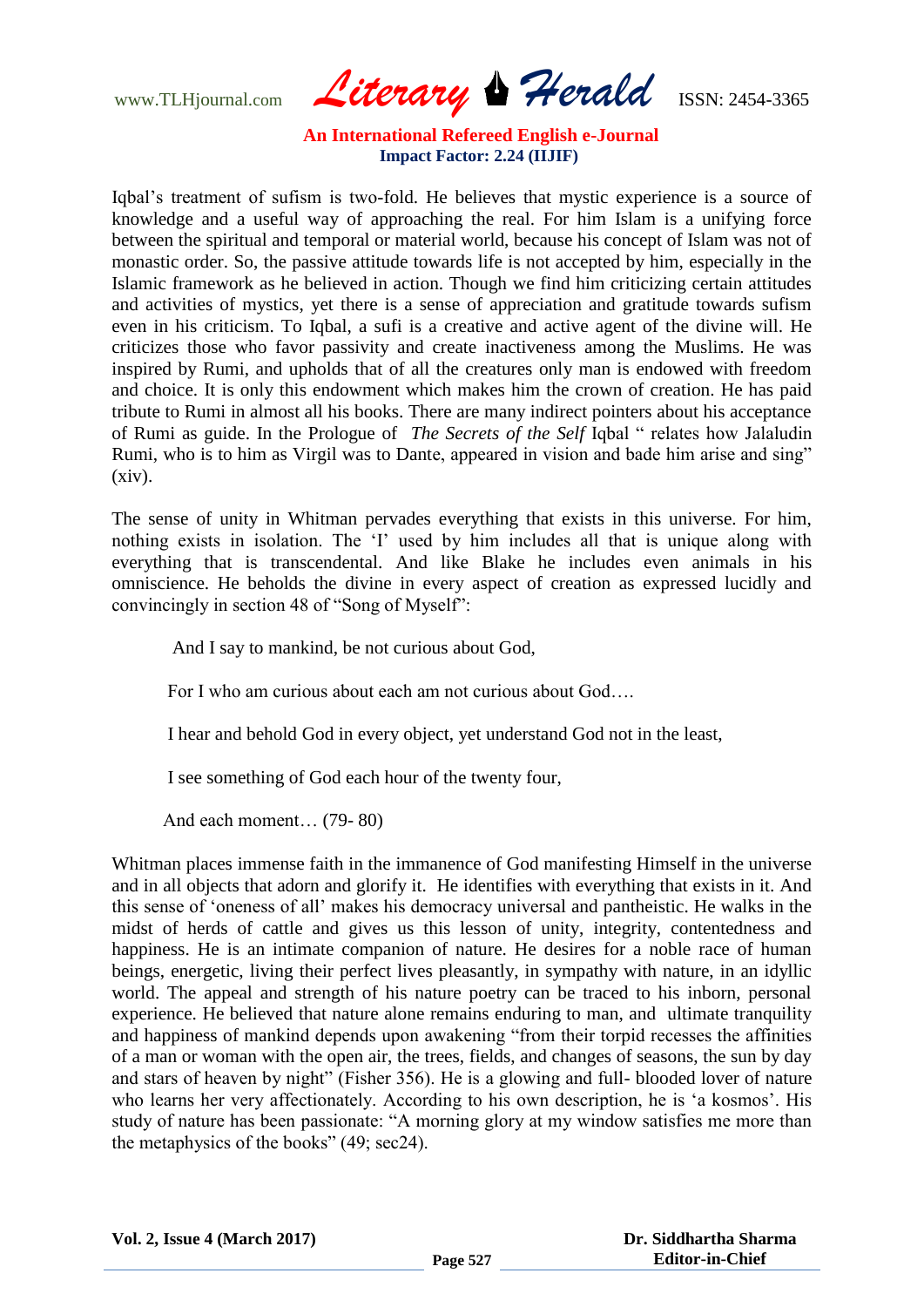Iqbal's treatment of sufism is two-fold. He believes that mystic experience is a source of knowledge and a useful way of approaching the real. For him Islam is a unifying force between the spiritual and temporal or material world, because his concept of Islam was not of monastic order. So, the passive attitude towards life is not accepted by him, especially in the Islamic framework as he believed in action. Though we find him criticizing certain attitudes and activities of mystics, yet there is a sense of appreciation and gratitude towards sufism even in his criticism. To Iqbal, a sufi is a creative and active agent of the divine will. He criticizes those who favor passivity and create inactiveness among the Muslims. He was inspired by Rumi, and upholds that of all the creatures only man is endowed with freedom and choice. It is only this endowment which makes him the crown of creation. He has paid tribute to Rumi in almost all his books. There are many indirect pointers about his acceptance of Rumi as guide. In the Prologue of *The Secrets of the Self* Iqbal " relates how Jalaludin Rumi, who is to him as Virgil was to Dante, appeared in vision and bade him arise and sing" (xiv).

The sense of unity in Whitman pervades everything that exists in this universe. For him, nothing exists in isolation. The 'I' used by him includes all that is unique along with everything that is transcendental. And like Blake he includes even animals in his omniscience. He beholds the divine in every aspect of creation as expressed lucidly and convincingly in section 48 of "Song of Myself":

> And I say to mankind, be not curious about God,
>
> For I who am curious about each am not curious about God….
>
> I hear and behold God in every object, yet understand God not in the least,
>
> I see something of God each hour of the twenty four,
>
> And each moment… (79- 80)

Whitman places immense faith in the immanence of God manifesting Himself in the universe and in all objects that adorn and glorify it. He identifies with everything that exists in it. And this sense of 'oneness of all' makes his democracy universal and pantheistic. He walks in the midst of herds of cattle and gives us this lesson of unity, integrity, contentedness and happiness. He is an intimate companion of nature. He desires for a noble race of human beings, energetic, living their perfect lives pleasantly, in sympathy with nature, in an idyllic world. The appeal and strength of his nature poetry can be traced to his inborn, personal experience. He believed that nature alone remains enduring to man, and ultimate tranquility and happiness of mankind depends upon awakening "from their torpid recesses the affinities of a man or woman with the open air, the trees, fields, and changes of seasons, the sun by day and stars of heaven by night" (Fisher 356). He is a glowing and full- blooded lover of nature who learns her very affectionately. According to his own description, he is 'a kosmos'. His study of nature has been passionate: "A morning glory at my window satisfies me more than the metaphysics of the books" (49; sec24).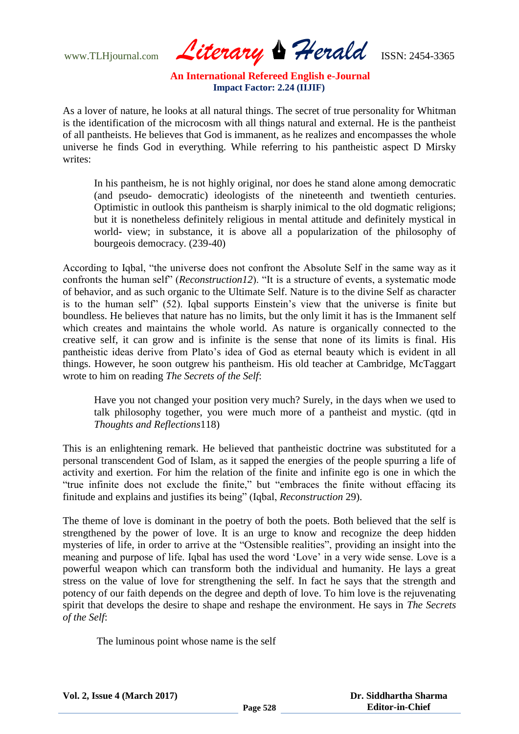As a lover of nature, he looks at all natural things. The secret of true personality for Whitman is the identification of the microcosm with all things natural and external. He is the pantheist of all pantheists. He believes that God is immanent, as he realizes and encompasses the whole universe he finds God in everything. While referring to his pantheistic aspect D Mirsky writes:

> In his pantheism, he is not highly original, nor does he stand alone among democratic (and pseudo- democratic) ideologists of the nineteenth and twentieth centuries. Optimistic in outlook this pantheism is sharply inimical to the old dogmatic religions; but it is nonetheless definitely religious in mental attitude and definitely mystical in world- view; in substance, it is above all a popularization of the philosophy of bourgeois democracy. (239-40)

According to Iqbal, "the universe does not confront the Absolute Self in the same way as it confronts the human self" (*Reconstruction12*). "It is a structure of events, a systematic mode of behavior, and as such organic to the Ultimate Self. Nature is to the divine Self as character is to the human self" (52). Iqbal supports Einstein's view that the universe is finite but boundless. He believes that nature has no limits, but the only limit it has is the Immanent self which creates and maintains the whole world. As nature is organically connected to the creative self, it can grow and is infinite is the sense that none of its limits is final. His pantheistic ideas derive from Plato's idea of God as eternal beauty which is evident in all things. However, he soon outgrew his pantheism. His old teacher at Cambridge, McTaggart wrote to him on reading *The Secrets of the Self*:

> Have you not changed your position very much? Surely, in the days when we used to talk philosophy together, you were much more of a pantheist and mystic. (qtd in *Thoughts and Reflections*118)

This is an enlightening remark. He believed that pantheistic doctrine was substituted for a personal transcendent God of Islam, as it sapped the energies of the people spurring a life of activity and exertion. For him the relation of the finite and infinite ego is one in which the "true infinite does not exclude the finite," but "embraces the finite without effacing its finitude and explains and justifies its being" (Iqbal, *Reconstruction* 29).

The theme of love is dominant in the poetry of both the poets. Both believed that the self is strengthened by the power of love. It is an urge to know and recognize the deep hidden mysteries of life, in order to arrive at the "Ostensible realities", providing an insight into the meaning and purpose of life. Iqbal has used the word 'Love' in a very wide sense. Love is a powerful weapon which can transform both the individual and humanity. He lays a great stress on the value of love for strengthening the self. In fact he says that the strength and potency of our faith depends on the degree and depth of love. To him love is the rejuvenating spirit that develops the desire to shape and reshape the environment. He says in *The Secrets of the Self*:

> The luminous point whose name is the self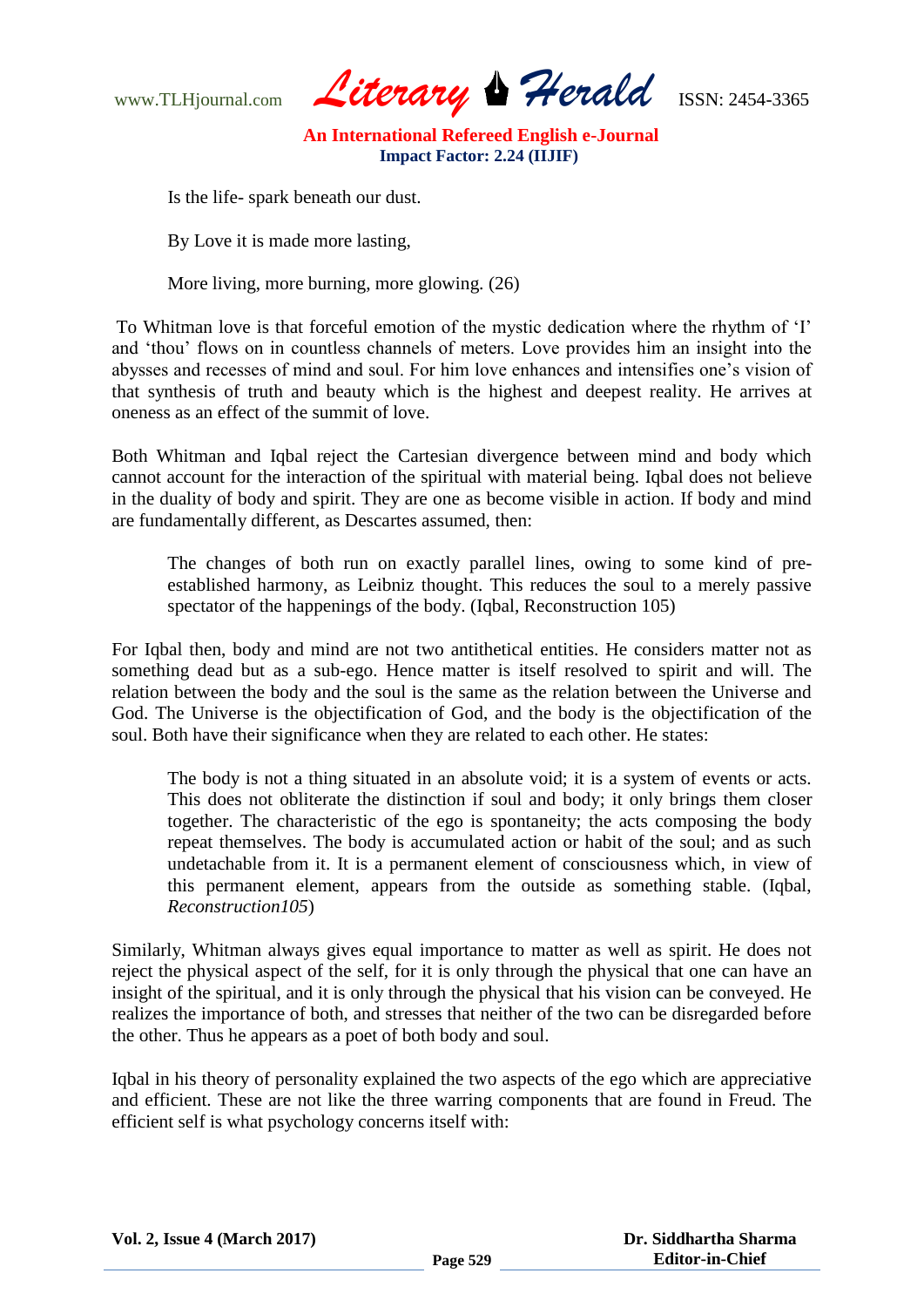> Is the life- spark beneath our dust.
>
> By Love it is made more lasting,
>
> More living, more burning, more glowing. (26)

To Whitman love is that forceful emotion of the mystic dedication where the rhythm of 'I' and 'thou' flows on in countless channels of meters. Love provides him an insight into the abysses and recesses of mind and soul. For him love enhances and intensifies one's vision of that synthesis of truth and beauty which is the highest and deepest reality. He arrives at oneness as an effect of the summit of love.

Both Whitman and Iqbal reject the Cartesian divergence between mind and body which cannot account for the interaction of the spiritual with material being. Iqbal does not believe in the duality of body and spirit. They are one as become visible in action. If body and mind are fundamentally different, as Descartes assumed, then:

> The changes of both run on exactly parallel lines, owing to some kind of pre-established harmony, as Leibniz thought. This reduces the soul to a merely passive spectator of the happenings of the body. (Iqbal, Reconstruction 105)

For Iqbal then, body and mind are not two antithetical entities. He considers matter not as something dead but as a sub-ego. Hence matter is itself resolved to spirit and will. The relation between the body and the soul is the same as the relation between the Universe and God. The Universe is the objectification of God, and the body is the objectification of the soul. Both have their significance when they are related to each other. He states:

> The body is not a thing situated in an absolute void; it is a system of events or acts. This does not obliterate the distinction if soul and body; it only brings them closer together. The characteristic of the ego is spontaneity; the acts composing the body repeat themselves. The body is accumulated action or habit of the soul; and as such undetachable from it. It is a permanent element of consciousness which, in view of this permanent element, appears from the outside as something stable. (Iqbal, *Reconstruction105*)

Similarly, Whitman always gives equal importance to matter as well as spirit. He does not reject the physical aspect of the self, for it is only through the physical that one can have an insight of the spiritual, and it is only through the physical that his vision can be conveyed. He realizes the importance of both, and stresses that neither of the two can be disregarded before the other. Thus he appears as a poet of both body and soul.

Iqbal in his theory of personality explained the two aspects of the ego which are appreciative and efficient. These are not like the three warring components that are found in Freud. The efficient self is what psychology concerns itself with: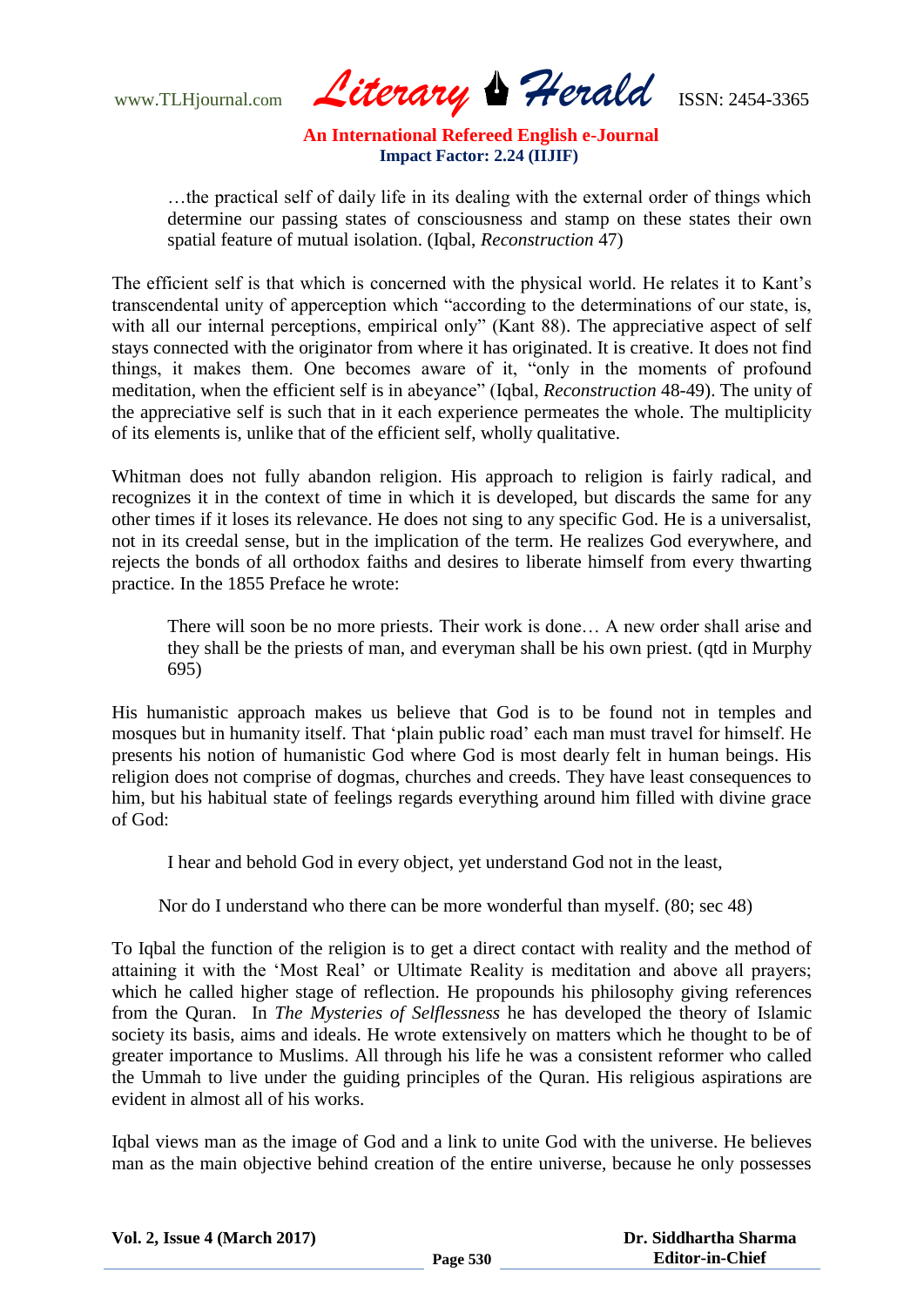> …the practical self of daily life in its dealing with the external order of things which determine our passing states of consciousness and stamp on these states their own spatial feature of mutual isolation. (Iqbal, *Reconstruction* 47)

The efficient self is that which is concerned with the physical world. He relates it to Kant's transcendental unity of apperception which "according to the determinations of our state, is, with all our internal perceptions, empirical only" (Kant 88). The appreciative aspect of self stays connected with the originator from where it has originated. It is creative. It does not find things, it makes them. One becomes aware of it, "only in the moments of profound meditation, when the efficient self is in abeyance" (Iqbal, *Reconstruction* 48-49). The unity of the appreciative self is such that in it each experience permeates the whole. The multiplicity of its elements is, unlike that of the efficient self, wholly qualitative.

Whitman does not fully abandon religion. His approach to religion is fairly radical, and recognizes it in the context of time in which it is developed, but discards the same for any other times if it loses its relevance. He does not sing to any specific God. He is a universalist, not in its creedal sense, but in the implication of the term. He realizes God everywhere, and rejects the bonds of all orthodox faiths and desires to liberate himself from every thwarting practice. In the 1855 Preface he wrote:

> There will soon be no more priests. Their work is done… A new order shall arise and they shall be the priests of man, and everyman shall be his own priest. (qtd in Murphy 695)

His humanistic approach makes us believe that God is to be found not in temples and mosques but in humanity itself. That 'plain public road' each man must travel for himself. He presents his notion of humanistic God where God is most dearly felt in human beings. His religion does not comprise of dogmas, churches and creeds. They have least consequences to him, but his habitual state of feelings regards everything around him filled with divine grace of God:

> I hear and behold God in every object, yet understand God not in the least,
>
> Nor do I understand who there can be more wonderful than myself. (80; sec 48)

To Iqbal the function of the religion is to get a direct contact with reality and the method of attaining it with the 'Most Real' or Ultimate Reality is meditation and above all prayers; which he called higher stage of reflection. He propounds his philosophy giving references from the Quran. In *The Mysteries of Selflessness* he has developed the theory of Islamic society its basis, aims and ideals. He wrote extensively on matters which he thought to be of greater importance to Muslims. All through his life he was a consistent reformer who called the Ummah to live under the guiding principles of the Quran. His religious aspirations are evident in almost all of his works.

Iqbal views man as the image of God and a link to unite God with the universe. He believes man as the main objective behind creation of the entire universe, because he only possesses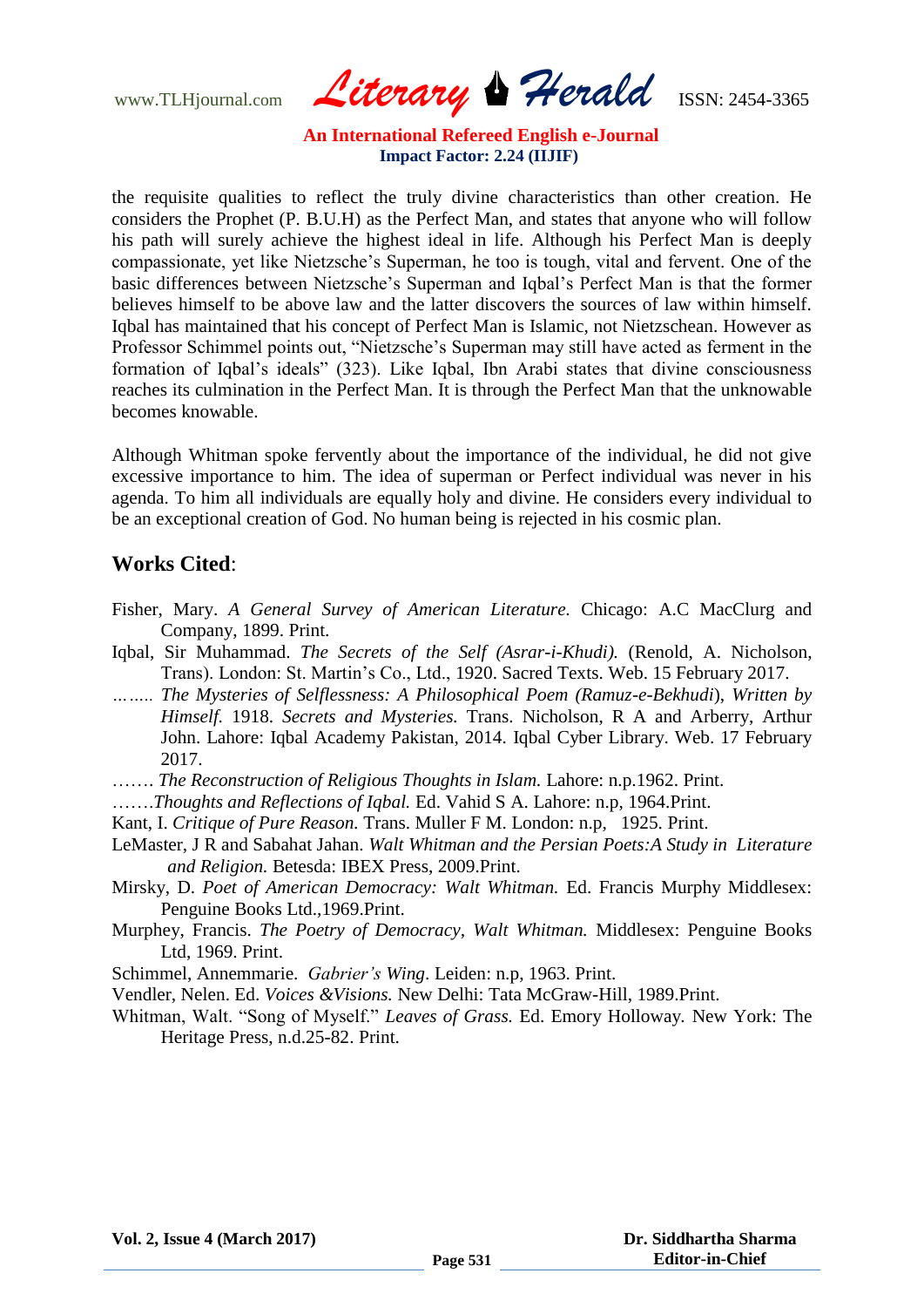the requisite qualities to reflect the truly divine characteristics than other creation. He considers the Prophet (P. B.U.H) as the Perfect Man, and states that anyone who will follow his path will surely achieve the highest ideal in life. Although his Perfect Man is deeply compassionate, yet like Nietzsche's Superman, he too is tough, vital and fervent. One of the basic differences between Nietzsche's Superman and Iqbal's Perfect Man is that the former believes himself to be above law and the latter discovers the sources of law within himself. Iqbal has maintained that his concept of Perfect Man is Islamic, not Nietzschean. However as Professor Schimmel points out, "Nietzsche's Superman may still have acted as ferment in the formation of Iqbal's ideals" (323). Like Iqbal, Ibn Arabi states that divine consciousness reaches its culmination in the Perfect Man. It is through the Perfect Man that the unknowable becomes knowable.

Although Whitman spoke fervently about the importance of the individual, he did not give excessive importance to him. The idea of superman or Perfect individual was never in his agenda. To him all individuals are equally holy and divine. He considers every individual to be an exceptional creation of God. No human being is rejected in his cosmic plan.

## Works Cited:

Fisher, Mary. *A General Survey of American Literature.* Chicago: A.C MacClurg and Company, 1899. Print.

Iqbal, Sir Muhammad. *The Secrets of the Self (Asrar-i-Khudi).* (Renold, A. Nicholson, Trans). London: St. Martin's Co., Ltd., 1920. Sacred Texts. Web. 15 February 2017.

*……. The Mysteries of Selflessness: A Philosophical Poem (Ramuz-e-Bekhudi*), *Written by Himself.* 1918. *Secrets and Mysteries.* Trans. Nicholson, R A and Arberry, Arthur John. Lahore: Iqbal Academy Pakistan, 2014. Iqbal Cyber Library. Web. 17 February 2017.

……. *The Reconstruction of Religious Thoughts in Islam.* Lahore: n.p.1962. Print.

…….*Thoughts and Reflections of Iqbal.* Ed. Vahid S A. Lahore: n.p, 1964.Print.

Kant, I. *Critique of Pure Reason.* Trans. Muller F M. London: n.p, 1925. Print.

LeMaster, J R and Sabahat Jahan. *Walt Whitman and the Persian Poets:A Study in Literature and Religion.* Betesda: IBEX Press, 2009.Print.

Mirsky, D. *Poet of American Democracy: Walt Whitman.* Ed. Francis Murphy Middlesex: Penguine Books Ltd.,1969.Print.

Murphey, Francis. *The Poetry of Democracy, Walt Whitman.* Middlesex: Penguine Books Ltd, 1969. Print.

Schimmel, Annemmarie. *Gabrier's Wing*. Leiden: n.p, 1963. Print.

Vendler, Nelen. Ed. *Voices &Visions.* New Delhi: Tata McGraw-Hill, 1989.Print.

Whitman, Walt. "Song of Myself." *Leaves of Grass.* Ed. Emory Holloway. New York: The Heritage Press, n.d.25-82. Print.